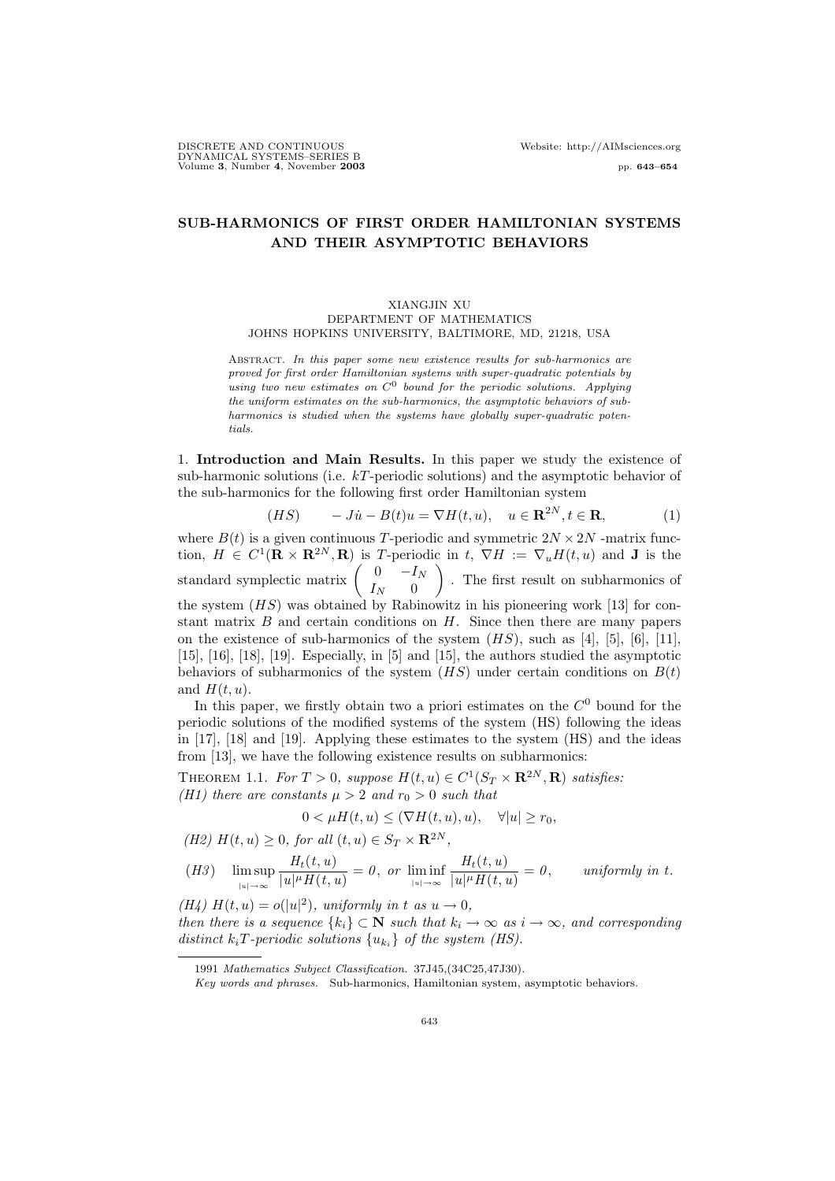# SUB-HARMONICS OF FIRST ORDER HAMILTONIAN SYSTEMS AND THEIR ASYMPTOTIC BEHAVIORS

XIANGJIN XU
DEPARTMENT OF MATHEMATICS
JOHNS HOPKINS UNIVERSITY, BALTIMORE, MD, 21218, USA

Abstract. *In this paper some new existence results for sub-harmonics are proved for first order Hamiltonian systems with super-quadratic potentials by using two new estimates on $C^0$ bound for the periodic solutions. Applying the uniform estimates on the sub-harmonics, the asymptotic behaviors of sub-harmonics is studied when the systems have globally super-quadratic potentials.*

## 1. Introduction and Main Results.

In this paper we study the existence of sub-harmonic solutions (i.e. $kT$-periodic solutions) and the asymptotic behavior of the sub-harmonics for the following first order Hamiltonian system

$$(HS) \qquad -J\dot{u} - B(t)u = \nabla H(t,u), \quad u \in \mathbf{R}^{2N}, t \in \mathbf{R}, \tag{1}$$

where $B(t)$ is a given continuous $T$-periodic and symmetric $2N \times 2N$ -matrix function, $H \in C^1(\mathbf{R} \times \mathbf{R}^{2N}, \mathbf{R})$ is $T$-periodic in $t$, $\nabla H := \nabla_u H(t,u)$ and $\mathbf{J}$ is the standard symplectic matrix $\begin{pmatrix} 0 & -I_N \\ I_N & 0 \end{pmatrix}$. The first result on subharmonics of the system $(HS)$ was obtained by Rabinowitz in his pioneering work [13] for constant matrix $B$ and certain conditions on $H$. Since then there are many papers on the existence of sub-harmonics of the system $(HS)$, such as [4], [5], [6], [11], [15], [16], [18], [19]. Especially, in [5] and [15], the authors studied the asymptotic behaviors of subharmonics of the system $(HS)$ under certain conditions on $B(t)$ and $H(t,u)$.

In this paper, we firstly obtain two a priori estimates on the $C^0$ bound for the periodic solutions of the modified systems of the system (HS) following the ideas in [17], [18] and [19]. Applying these estimates to the system (HS) and the ideas from [13], we have the following existence results on subharmonics:

Theorem 1.1. *For $T > 0$, suppose $H(t,u) \in C^1(S_T \times \mathbf{R}^{2N}, \mathbf{R})$ satisfies:*
*(H1) there are constants $\mu > 2$ and $r_0 > 0$ such that*

$$0 < \mu H(t,u) \le (\nabla H(t,u), u), \quad \forall |u| \ge r_0,$$

*(H2) $H(t,u) \ge 0$, for all $(t,u) \in S_T \times \mathbf{R}^{2N}$,*

$$(H3) \quad \limsup_{|u| \to \infty} \frac{H_t(t,u)}{|u|^\mu H(t,u)} = 0, \text{ or } \liminf_{|u| \to \infty} \frac{H_t(t,u)}{|u|^\mu H(t,u)} = 0, \qquad \text{uniformly in } t.$$

*(H4) $H(t,u) = o(|u|^2)$, uniformly in $t$ as $u \to 0$,*
*then there is a sequence $\{k_i\} \subset \mathbf{N}$ such that $k_i \to \infty$ as $i \to \infty$, and corresponding distinct $k_iT$-periodic solutions $\{u_{k_i}\}$ of the system (HS).*

---

1991 *Mathematics Subject Classification.* 37J45,(34C25,47J30).

*Key words and phrases.* Sub-harmonics, Hamiltonian system, asymptotic behaviors.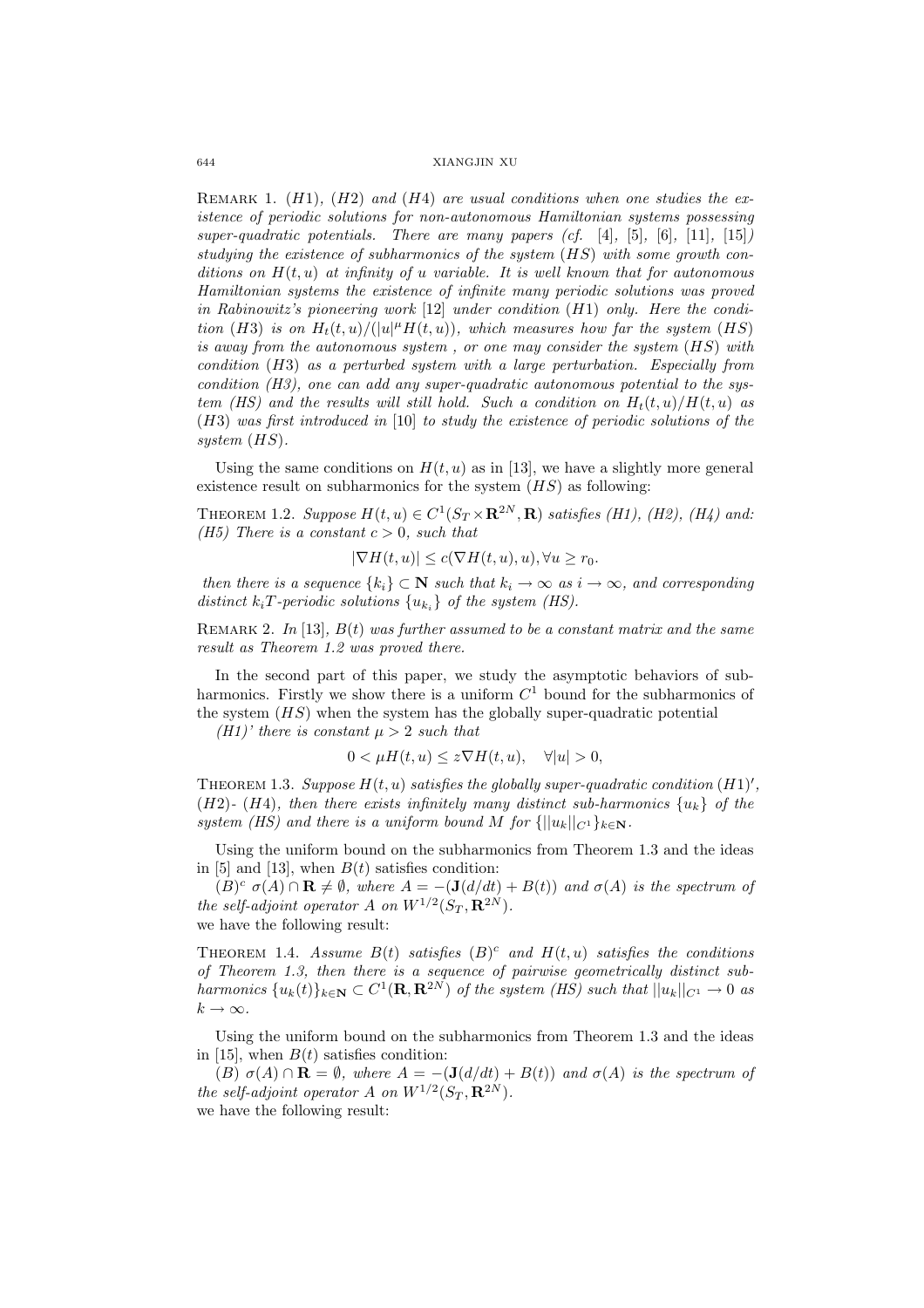Remark 1. *$(H1)$, $(H2)$ and $(H4)$ are usual conditions when one studies the existence of periodic solutions for non-autonomous Hamiltonian systems possessing super-quadratic potentials. There are many papers (cf. [4], [5], [6], [11], [15]) studying the existence of subharmonics of the system $(HS)$ with some growth conditions on $H(t, u)$ at infinity of $u$ variable. It is well known that for autonomous Hamiltonian systems the existence of infinite many periodic solutions was proved in Rabinowitz's pioneering work [12] under condition $(H1)$ only. Here the condition $(H3)$ is on $H_t(t, u)/(|u|^\mu H(t, u))$, which measures how far the system $(HS)$ is away from the autonomous system , or one may consider the system $(HS)$ with condition $(H3)$ as a perturbed system with a large perturbation. Especially from condition (H3), one can add any super-quadratic autonomous potential to the system (HS) and the results will still hold. Such a condition on $H_t(t, u)/H(t, u)$ as $(H3)$ was first introduced in [10] to study the existence of periodic solutions of the system $(HS)$.*

Using the same conditions on $H(t, u)$ as in [13], we have a slightly more general existence result on subharmonics for the system $(HS)$ as following:

Theorem 1.2. *Suppose $H(t, u) \in C^1(S_T \times \mathbf{R}^{2N}, \mathbf{R})$ satisfies (H1), (H2), (H4) and:*
*(H5) There is a constant $c > 0$, such that*

$$|\nabla H(t, u)| \leq c(\nabla H(t, u), u), \forall u \geq r_0.$$

*then there is a sequence $\{k_i\} \subset \mathbf{N}$ such that $k_i \to \infty$ as $i \to \infty$, and corresponding distinct $k_i T$-periodic solutions $\{u_{k_i}\}$ of the system (HS).*

Remark 2. *In [13], $B(t)$ was further assumed to be a constant matrix and the same result as Theorem 1.2 was proved there.*

In the second part of this paper, we study the asymptotic behaviors of subharmonics. Firstly we show there is a uniform $C^1$ bound for the subharmonics of the system $(HS)$ when the system has the globally super-quadratic potential

*(H1)' there is constant $\mu > 2$ such that*

$$0 < \mu H(t, u) \leq z \nabla H(t, u), \quad \forall |u| > 0,$$

Theorem 1.3. *Suppose $H(t, u)$ satisfies the globally super-quadratic condition $(H1)'$, $(H2)$- $(H4)$, then there exists infinitely many distinct sub-harmonics $\{u_k\}$ of the system (HS) and there is a uniform bound $M$ for $\{||u_k||_{C^1}\}_{k \in \mathbf{N}}$.*

Using the uniform bound on the subharmonics from Theorem 1.3 and the ideas in [5] and [13], when $B(t)$ satisfies condition:

*$(B)^c$ $\sigma(A) \cap \mathbf{R} \neq \emptyset$, where $A = -(\mathbf{J}(d/dt) + B(t))$ and $\sigma(A)$ is the spectrum of the self-adjoint operator $A$ on $W^{1/2}(S_T, \mathbf{R}^{2N})$.*
we have the following result:

Theorem 1.4. *Assume $B(t)$ satisfies $(B)^c$ and $H(t, u)$ satisfies the conditions of Theorem 1.3, then there is a sequence of pairwise geometrically distinct subharmonics $\{u_k(t)\}_{k \in \mathbf{N}} \subset C^1(\mathbf{R}, \mathbf{R}^{2N})$ of the system (HS) such that $||u_k||_{C^1} \to 0$ as $k \to \infty$.*

Using the uniform bound on the subharmonics from Theorem 1.3 and the ideas in [15], when $B(t)$ satisfies condition:

*(B) $\sigma(A) \cap \mathbf{R} = \emptyset$, where $A = -(\mathbf{J}(d/dt) + B(t))$ and $\sigma(A)$ is the spectrum of the self-adjoint operator $A$ on $W^{1/2}(S_T, \mathbf{R}^{2N})$.*
we have the following result: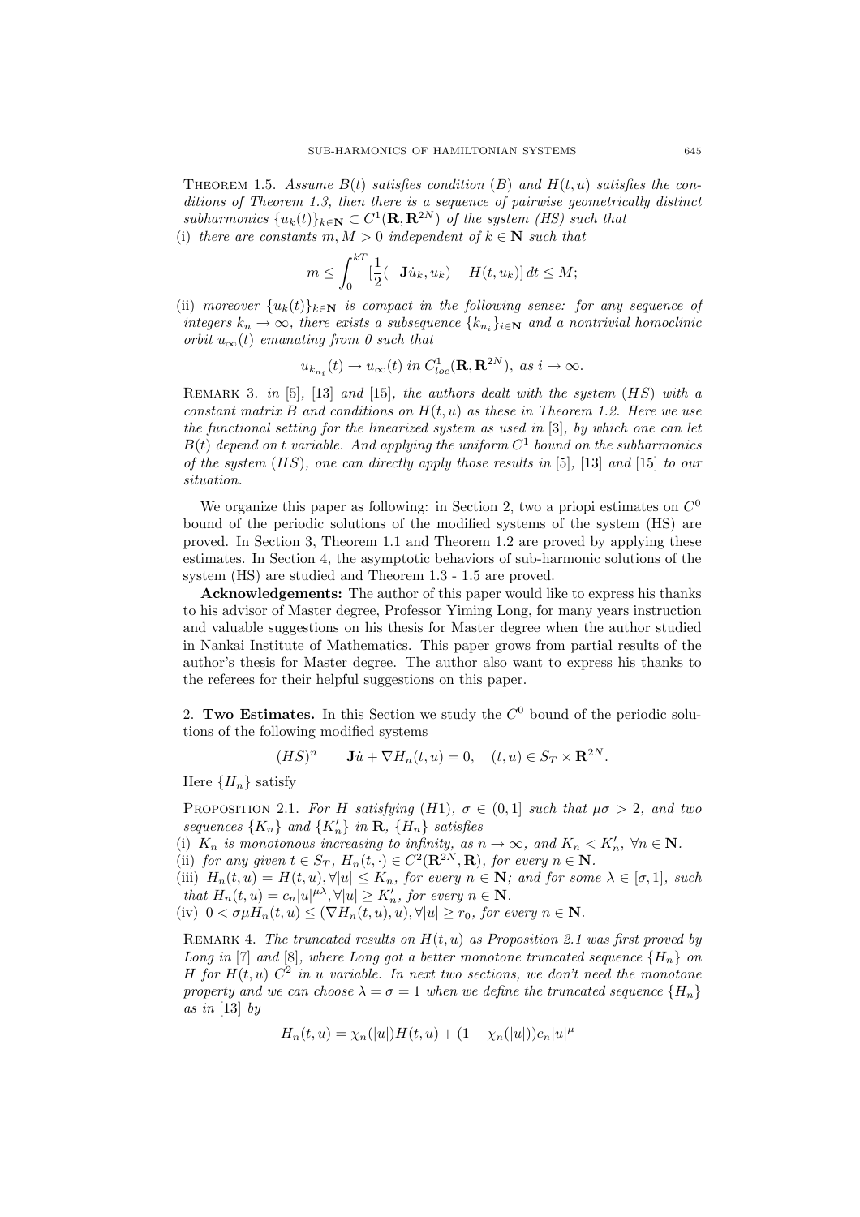THEOREM 1.5. *Assume $B(t)$ satisfies condition $(B)$ and $H(t, u)$ satisfies the conditions of Theorem 1.3, then there is a sequence of pairwise geometrically distinct subharmonics $\{u_k(t)\}_{k\in \mathbf{N}} \subset C^1(\mathbf{R}, \mathbf{R}^{2N})$ of the system (HS) such that*

(i) *there are constants $m, M > 0$ independent of $k \in \mathbf{N}$ such that*

$$m \leq \int_0^{kT} [\frac{1}{2}(-\mathbf{J}\dot{u}_k, u_k) - H(t, u_k)]\, dt \leq M;$$

(ii) *moreover $\{u_k(t)\}_{k\in \mathbf{N}}$ is compact in the following sense: for any sequence of integers $k_n \to \infty$, there exists a subsequence $\{k_{n_i}\}_{i\in \mathbf{N}}$ and a nontrivial homoclinic orbit $u_\infty(t)$ emanating from 0 such that*

$$u_{k_{n_i}}(t) \to u_\infty(t) \text{ in } C^1_{loc}(\mathbf{R}, \mathbf{R}^{2N}), \text{ as } i \to \infty.$$

REMARK 3. *in [5], [13] and [15], the authors dealt with the system $(HS)$ with a constant matrix $B$ and conditions on $H(t, u)$ as these in Theorem 1.2. Here we use the functional setting for the linearized system as used in [3], by which one can let $B(t)$ depend on $t$ variable. And applying the uniform $C^1$ bound on the subharmonics of the system $(HS)$, one can directly apply those results in [5], [13] and [15] to our situation.*

We organize this paper as following: in Section 2, two a priopi estimates on $C^0$ bound of the periodic solutions of the modified systems of the system (HS) are proved. In Section 3, Theorem 1.1 and Theorem 1.2 are proved by applying these estimates. In Section 4, the asymptotic behaviors of sub-harmonic solutions of the system (HS) are studied and Theorem 1.3 - 1.5 are proved.

**Acknowledgements:** The author of this paper would like to express his thanks to his advisor of Master degree, Professor Yiming Long, for many years instruction and valuable suggestions on his thesis for Master degree when the author studied in Nankai Institute of Mathematics. This paper grows from partial results of the author's thesis for Master degree. The author also want to express his thanks to the referees for their helpful suggestions on this paper.

## 2. Two Estimates.

In this Section we study the $C^0$ bound of the periodic solutions of the following modified systems

$$(HS)^n \qquad \mathbf{J}\dot{u} + \nabla H_n(t, u) = 0, \quad (t, u) \in S_T \times \mathbf{R}^{2N}.$$

Here $\{H_n\}$ satisfy

PROPOSITION 2.1. *For $H$ satisfying $(H1)$, $\sigma \in (0, 1]$ such that $\mu\sigma > 2$, and two sequences $\{K_n\}$ and $\{K'_n\}$ in $\mathbf{R}$, $\{H_n\}$ satisfies*

(i) *$K_n$ is monotonous increasing to infinity, as $n \to \infty$, and $K_n < K'_n$, $\forall n \in \mathbf{N}$.*
(ii) *for any given $t \in S_T$, $H_n(t, \cdot) \in C^2(\mathbf{R}^{2N}, \mathbf{R})$, for every $n \in \mathbf{N}$.*
(iii) *$H_n(t, u) = H(t, u), \forall |u| \leq K_n$, for every $n \in \mathbf{N}$; and for some $\lambda \in [\sigma, 1]$, such that $H_n(t, u) = c_n|u|^{\mu\lambda}, \forall |u| \geq K'_n$, for every $n \in \mathbf{N}$.*
(iv) *$0 < \sigma\mu H_n(t, u) \leq (\nabla H_n(t, u), u), \forall |u| \geq r_0$, for every $n \in \mathbf{N}$.*

REMARK 4. *The truncated results on $H(t, u)$ as Proposition 2.1 was first proved by Long in [7] and [8], where Long got a better monotone truncated sequence $\{H_n\}$ on $H$ for $H(t, u)$ $C^2$ in $u$ variable. In next two sections, we don't need the monotone property and we can choose $\lambda = \sigma = 1$ when we define the truncated sequence $\{H_n\}$ as in [13] by*

$$H_n(t, u) = \chi_n(|u|)H(t, u) + (1 - \chi_n(|u|))c_n|u|^\mu$$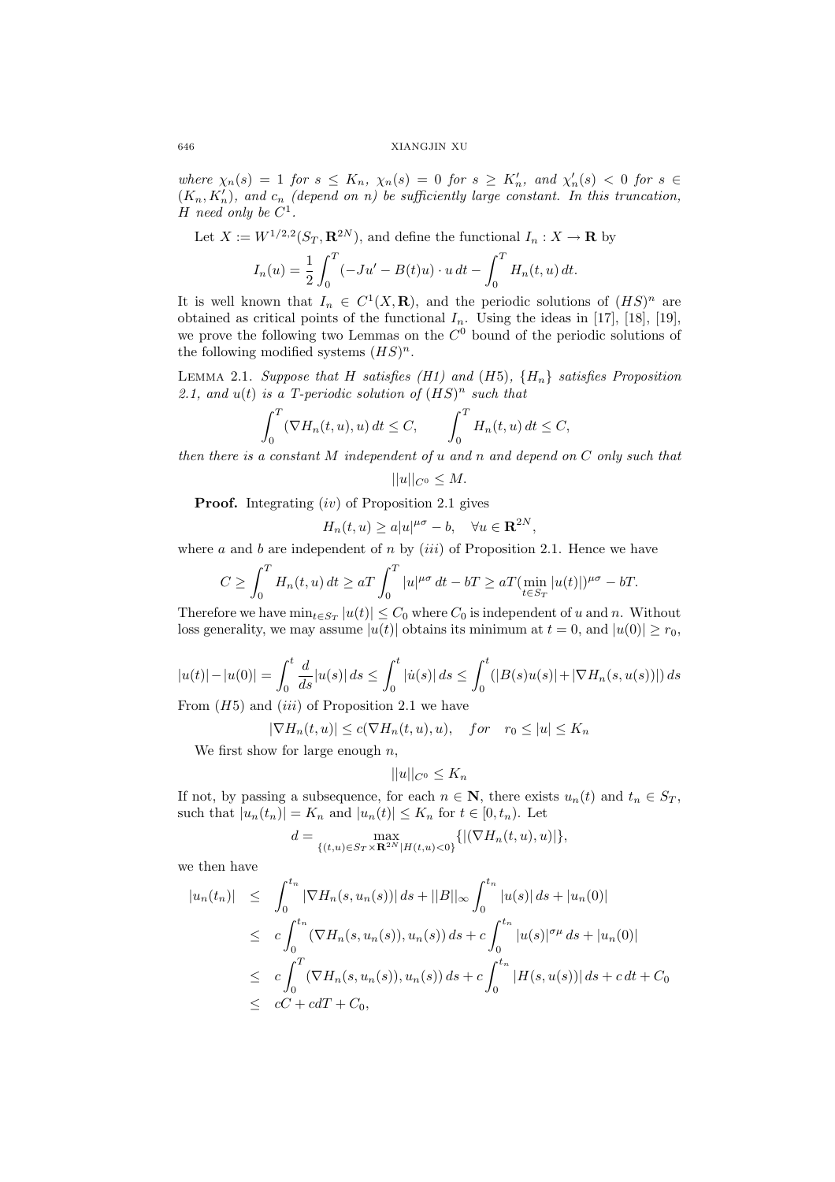*where* $\chi_n(s) = 1$ *for* $s \leq K_n$, $\chi_n(s) = 0$ *for* $s \geq K_n'$, *and* $\chi_n'(s) < 0$ *for* $s \in (K_n, K_n')$, *and* $c_n$ *(depend on* $n$*) be sufficiently large constant. In this truncation,* $H$ *need only be* $C^1$.

Let $X := W^{1/2,2}(S_T, \mathbf{R}^{2N})$, and define the functional $I_n : X \to \mathbf{R}$ by

$$I_n(u) = \frac{1}{2}\int_0^T (-Ju' - B(t)u)\cdot u\, dt - \int_0^T H_n(t,u)\, dt.$$

It is well known that $I_n \in C^1(X, \mathbf{R})$, and the periodic solutions of $(HS)^n$ are obtained as critical points of the functional $I_n$. Using the ideas in [17], [18], [19], we prove the following two Lemmas on the $C^0$ bound of the periodic solutions of the following modified systems $(HS)^n$.

Lemma 2.1. *Suppose that* $H$ *satisfies (H1) and* $(H5)$, $\{H_n\}$ *satisfies Proposition 2.1, and* $u(t)$ *is a* $T$*-periodic solution of* $(HS)^n$ *such that*

$$\int_0^T (\nabla H_n(t,u), u)\, dt \leq C, \qquad \int_0^T H_n(t,u)\, dt \leq C,$$

*then there is a constant* $M$ *independent of* $u$ *and* $n$ *and depend on* $C$ *only such that*

$$||u||_{C^0} \leq M.$$

**Proof.** Integrating $(iv)$ of Proposition 2.1 gives

$$H_n(t,u) \geq a|u|^{\mu\sigma} - b, \quad \forall u \in \mathbf{R}^{2N},$$

where $a$ and $b$ are independent of $n$ by $(iii)$ of Proposition 2.1. Hence we have

$$C \geq \int_0^T H_n(t,u)\, dt \geq aT\int_0^T |u|^{\mu\sigma}\, dt - bT \geq aT(\min_{t\in S_T}|u(t)|)^{\mu\sigma} - bT.$$

Therefore we have $\min_{t\in S_T}|u(t)| \leq C_0$ where $C_0$ is independent of $u$ and $n$. Without loss generality, we may assume $|u(t)|$ obtains its minimum at $t=0$, and $|u(0)| \geq r_0$,

$$|u(t)| - |u(0)| = \int_0^t \frac{d}{ds}|u(s)|\, ds \leq \int_0^t |\dot{u}(s)|\, ds \leq \int_0^t (|B(s)u(s)| + |\nabla H_n(s,u(s))|)\, ds$$

From $(H5)$ and $(iii)$ of Proposition 2.1 we have

$$|\nabla H_n(t,u)| \leq c(\nabla H_n(t,u), u), \quad for \quad r_0 \leq |u| \leq K_n$$

We first show for large enough $n$,

$$||u||_{C^0} \leq K_n$$

If not, by passing a subsequence, for each $n \in \mathbf{N}$, there exists $u_n(t)$ and $t_n \in S_T$, such that $|u_n(t_n)| = K_n$ and $|u_n(t)| \leq K_n$ for $t \in [0, t_n)$. Let

$$d = \max_{\{(t,u)\in S_T\times\mathbf{R}^{2N}|H(t,u)<0\}}\{|(\nabla H_n(t,u),u)|\},$$

we then have

$$\begin{aligned}
|u_n(t_n)| &\leq \int_0^{t_n} |\nabla H_n(s,u_n(s))|\, ds + ||B||_\infty \int_0^{t_n} |u(s)|\, ds + |u_n(0)| \\
&\leq c\int_0^{t_n} (\nabla H_n(s,u_n(s)), u_n(s))\, ds + c\int_0^{t_n} |u(s)|^{\sigma\mu}\, ds + |u_n(0)| \\
&\leq c\int_0^{T} (\nabla H_n(s,u_n(s)), u_n(s))\, ds + c\int_0^{t_n} |H(s,u(s))|\, ds + c\, dt + C_0 \\
&\leq cC + cdT + C_0,
\end{aligned}$$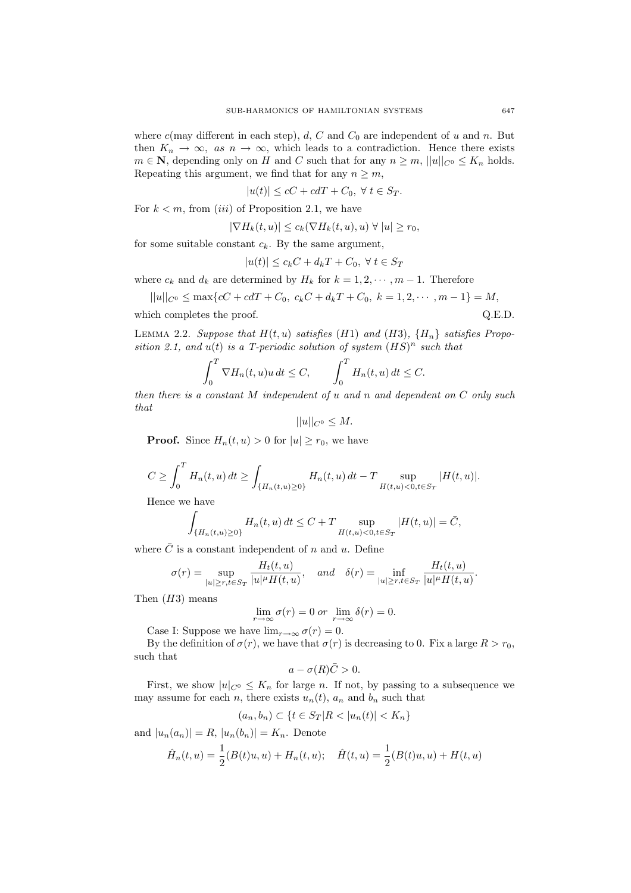where $c$(may different in each step), $d$, $C$ and $C_0$ are independent of $u$ and $n$. But then $K_n \to \infty$, *as* $n \to \infty$, which leads to a contradiction. Hence there exists $m \in \mathbf{N}$, depending only on $H$ and $C$ such that for any $n \geq m$, $||u||_{C^0} \leq K_n$ holds. Repeating this argument, we find that for any $n \geq m$,

$$|u(t)| \leq cC + cdT + C_0, \ \forall \ t \in S_T.$$

For $k < m$, from $(iii)$ of Proposition 2.1, we have

$$|\nabla H_k(t,u)| \leq c_k(\nabla H_k(t,u), u) \ \forall \ |u| \geq r_0,$$

for some suitable constant $c_k$. By the same argument,

$$|u(t)| \leq c_k C + d_k T + C_0, \ \forall \ t \in S_T$$

where $c_k$ and $d_k$ are determined by $H_k$ for $k = 1, 2, \cdots, m-1$. Therefore

$$||u||_{C^0} \leq \max\{cC + cdT + C_0, \ c_k C + d_k T + C_0, \ k = 1, 2, \cdots, m-1\} = M,$$

which completes the proof. Q.E.D.

LEMMA 2.2. *Suppose that $H(t,u)$ satisfies $(H1)$ and $(H3)$, $\{H_n\}$ satisfies Proposition 2.1, and $u(t)$ is a $T$-periodic solution of system $(HS)^n$ such that*

$$\int_0^T \nabla H_n(t,u)u \, dt \leq C, \qquad \int_0^T H_n(t,u) \, dt \leq C.$$

*then there is a constant $M$ independent of $u$ and $n$ and dependent on $C$ only such that*

$$||u||_{C^0} \leq M.$$

**Proof.** Since $H_n(t,u) > 0$ for $|u| \geq r_0$, we have

$$C \geq \int_0^T H_n(t,u) \, dt \geq \int_{\{H_n(t,u) \geq 0\}} H_n(t,u) \, dt - T \sup_{H(t,u)<0, t \in S_T} |H(t,u)|.$$

Hence we have

$$\int_{\{H_n(t,u) \geq 0\}} H_n(t,u) \, dt \leq C + T \sup_{H(t,u)<0, t \in S_T} |H(t,u)| = \bar{C},$$

where $\bar{C}$ is a constant independent of $n$ and $u$. Define

$$\sigma(r) = \sup_{|u| \geq r, t \in S_T} \frac{H_t(t,u)}{|u|^\mu H(t,u)}, \quad \textit{and} \quad \delta(r) = \inf_{|u| \geq r, t \in S_T} \frac{H_t(t,u)}{|u|^\mu H(t,u)}.$$

Then $(H3)$ means

$$\lim_{r \to \infty} \sigma(r) = 0 \ or \ \lim_{r \to \infty} \delta(r) = 0.$$

Case I: Suppose we have $\lim_{r \to \infty} \sigma(r) = 0$.

By the definition of $\sigma(r)$, we have that $\sigma(r)$ is decreasing to 0. Fix a large $R > r_0$, such that

$$a - \sigma(R)\bar{C} > 0.$$

First, we show $|u|_{C^0} \leq K_n$ for large $n$. If not, by passing to a subsequence we may assume for each $n$, there exists $u_n(t)$, $a_n$ and $b_n$ such that

$$(a_n, b_n) \subset \{t \in S_T | R < |u_n(t)| < K_n\}$$

and $|u_n(a_n)| = R$, $|u_n(b_n)| = K_n$. Denote

$$\hat{H}_n(t,u) = \frac{1}{2}(B(t)u, u) + H_n(t,u); \quad \hat{H}(t,u) = \frac{1}{2}(B(t)u, u) + H(t,u)$$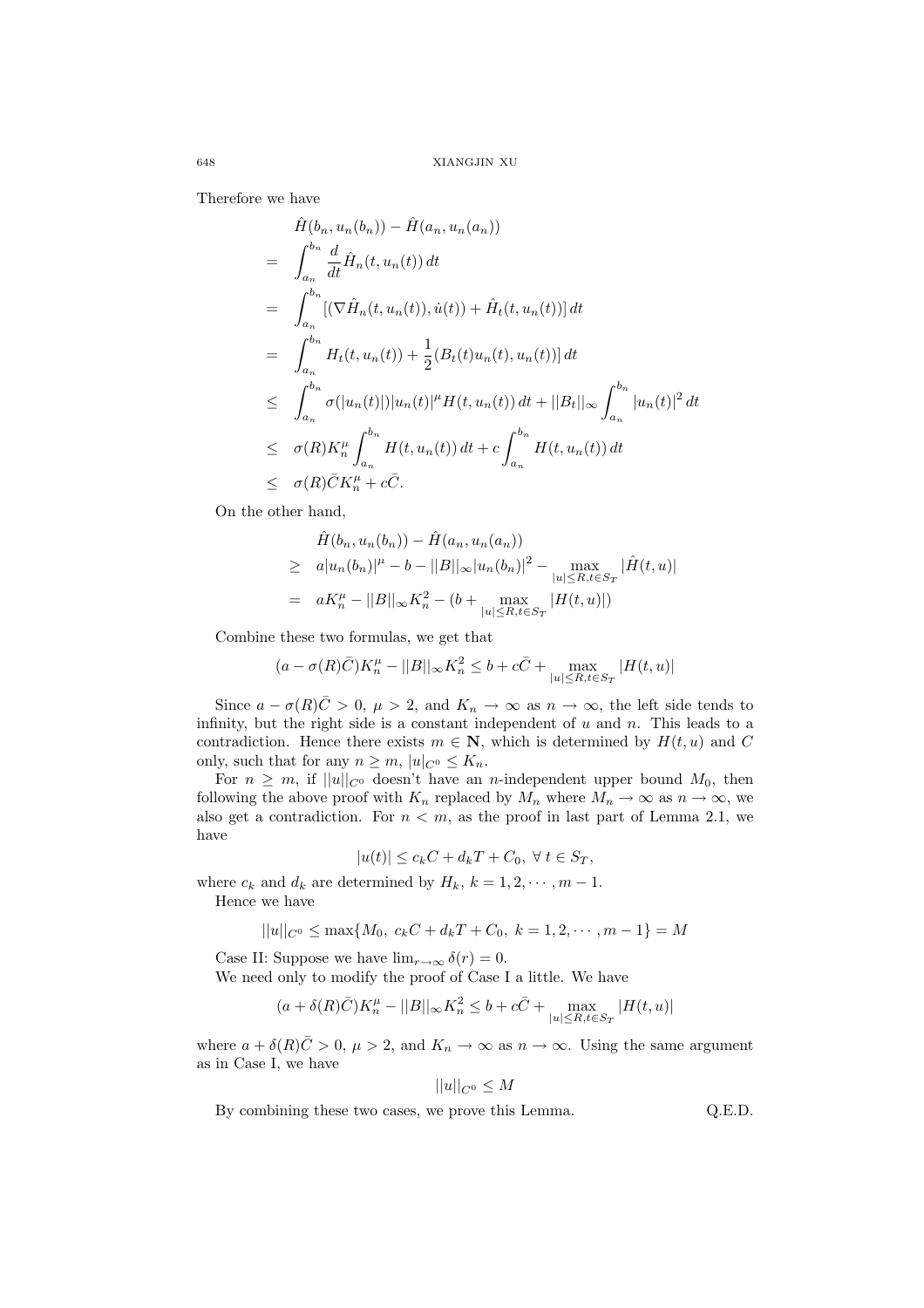Therefore we have

$$
\begin{aligned}
& \hat{H}(b_n, u_n(b_n)) - \hat{H}(a_n, u_n(a_n)) \\
= & \int_{a_n}^{b_n} \frac{d}{dt} \hat{H}_n(t, u_n(t))\, dt \\
= & \int_{a_n}^{b_n} [(\nabla \hat{H}_n(t, u_n(t)), \dot{u}(t)) + \hat{H}_t(t, u_n(t))]\, dt \\
= & \int_{a_n}^{b_n} H_t(t, u_n(t)) + \frac{1}{2}(B_t(t)u_n(t), u_n(t))]\, dt \\
\leq & \int_{a_n}^{b_n} \sigma(|u_n(t)|)|u_n(t)|^\mu H(t, u_n(t))\, dt + ||B_t||_\infty \int_{a_n}^{b_n} |u_n(t)|^2\, dt \\
\leq & \ \sigma(R) K_n^\mu \int_{a_n}^{b_n} H(t, u_n(t))\, dt + c \int_{a_n}^{b_n} H(t, u_n(t))\, dt \\
\leq & \ \sigma(R)\bar{C} K_n^\mu + c\bar{C}.
\end{aligned}
$$

On the other hand,

$$
\begin{aligned}
& \hat{H}(b_n, u_n(b_n)) - \hat{H}(a_n, u_n(a_n)) \\
\geq & \ a|u_n(b_n)|^\mu - b - ||B||_\infty |u_n(b_n)|^2 - \max_{|u| \leq R, t \in S_T} |\hat{H}(t, u)| \\
= & \ aK_n^\mu - ||B||_\infty K_n^2 - (b + \max_{|u| \leq R, t \in S_T} |H(t, u)|)
\end{aligned}
$$

Combine these two formulas, we get that

$$
(a - \sigma(R)\bar{C})K_n^\mu - ||B||_\infty K_n^2 \leq b + c\bar{C} + \max_{|u| \leq R, t \in S_T} |H(t, u)|
$$

Since $a - \sigma(R)\bar{C} > 0$, $\mu > 2$, and $K_n \to \infty$ as $n \to \infty$, the left side tends to infinity, but the right side is a constant independent of $u$ and $n$. This leads to a contradiction. Hence there exists $m \in \mathbf{N}$, which is determined by $H(t, u)$ and $C$ only, such that for any $n \geq m$, $|u|_{C^0} \leq K_n$.

For $n \geq m$, if $||u||_{C^0}$ doesn't have an $n$-independent upper bound $M_0$, then following the above proof with $K_n$ replaced by $M_n$ where $M_n \to \infty$ as $n \to \infty$, we also get a contradiction. For $n < m$, as the proof in last part of Lemma 2.1, we have

$$
|u(t)| \leq c_k C + d_k T + C_0, \ \forall\, t \in S_T,
$$

where $c_k$ and $d_k$ are determined by $H_k$, $k = 1, 2, \cdots, m-1$.

Hence we have

$$
||u||_{C^0} \leq \max\{M_0,\ c_k C + d_k T + C_0,\ k = 1, 2, \cdots, m-1\} = M
$$

Case II: Suppose we have $\lim_{r\to\infty} \delta(r) = 0$.

We need only to modify the proof of Case I a little. We have

$$
(a + \delta(R)\bar{C})K_n^\mu - ||B||_\infty K_n^2 \leq b + c\bar{C} + \max_{|u| \leq R, t \in S_T} |H(t, u)|
$$

where $a + \delta(R)\bar{C} > 0$, $\mu > 2$, and $K_n \to \infty$ as $n \to \infty$. Using the same argument as in Case I, we have

$$
||u||_{C^0} \leq M
$$

By combining these two cases, we prove this Lemma. Q.E.D.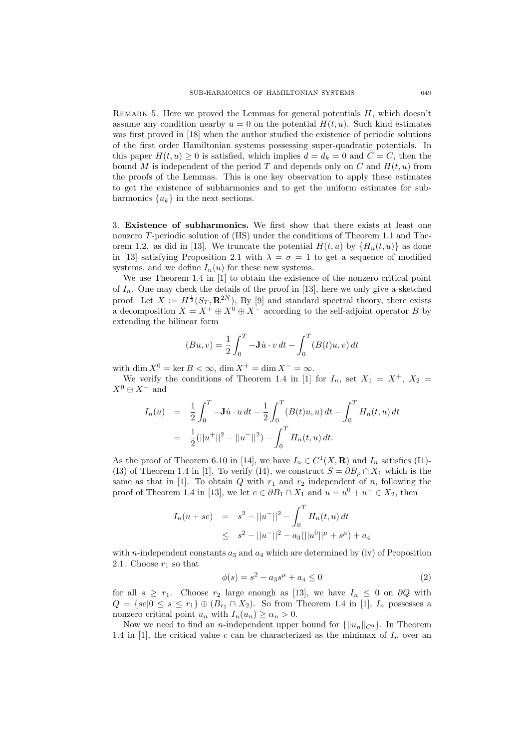Remark 5. Here we proved the Lemmas for general potentials $H$, which doesn't assume any condition nearby $u = 0$ on the potential $H(t, u)$. Such kind estimates was first proved in [18] when the author studied the existence of periodic solutions of the first order Hamiltonian systems possessing super-quadratic potentials. In this paper $H(t, u) \geq 0$ is satisfied, which implies $d = d_k = 0$ and $\bar{C} = C$, then the bound $M$ is independent of the period $T$ and depends only on $C$ and $H(t, u)$ from the proofs of the Lemmas. This is one key observation to apply these estimates to get the existence of subharmonics and to get the uniform estimates for subharmonics $\{u_k\}$ in the next sections.

3. **Existence of subharmonics.** We first show that there exists at least one nonzero $T$-periodic solution of (HS) under the conditions of Theorem 1.1 and Theorem 1.2. as did in [13]. We truncate the potential $H(t, u)$ by $\{H_n(t, u)\}$ as done in [13] satisfying Proposition 2.1 with $\lambda = \sigma = 1$ to get a sequence of modified systems, and we define $I_n(u)$ for these new systems.

We use Theorem 1.4 in [1] to obtain the existence of the nonzero critical point of $I_n$. One may check the details of the proof in [13], here we only give a sketched proof. Let $X := H^{\frac{1}{2}}(S_T, \mathbf{R}^{2N})$, By [9] and standard spectral theory, there exists a decomposition $X = X^+ \oplus X^0 \oplus X^-$ according to the self-adjoint operator $B$ by extending the bilinear form

$$(Bu, v) = \frac{1}{2} \int_0^T -\mathbf{J}\dot{u} \cdot v \, dt - \int_0^T (B(t)u, v) \, dt$$

with $\dim X^0 = \ker B < \infty$, $\dim X^+ = \dim X^- = \infty$.

We verify the conditions of Theorem 1.4 in [1] for $I_n$, set $X_1 = X^+$, $X_2 = X^0 \oplus X^-$ and

$$\begin{aligned} I_n(u) &= \frac{1}{2} \int_0^T -\mathbf{J}\dot{u} \cdot u \, dt - \frac{1}{2} \int_0^T (B(t)u, u) \, dt - \int_0^T H_n(t, u) \, dt \\ &= \frac{1}{2}(||u^+||^2 - ||u^-||^2) - \int_0^T H_n(t, u) \, dt. \end{aligned}$$

As the proof of Theorem 6.10 in [14], we have $I_n \in C^1(X, \mathbf{R})$ and $I_n$ satisfies (I1)-(I3) of Theorem 1.4 in [1]. To verify (I4), we construct $S = \partial B_\rho \cap X_1$ which is the same as that in [1]. To obtain $Q$ with $r_1$ and $r_2$ independent of $n$, following the proof of Theorem 1.4 in [13], we let $e \in \partial B_1 \cap X_1$ and $u = u^0 + u^- \in X_2$, then

$$\begin{aligned} I_n(u + se) &= s^2 - ||u^-||^2 - \int_0^T H_n(t, u) \, dt \\ &\leq s^2 - ||u^-||^2 - a_3(||u^0||^\mu + s^\mu) + a_4 \end{aligned}$$

with $n$-independent constants $a_3$ and $a_4$ which are determined by (iv) of Proposition 2.1. Choose $r_1$ so that

$$\phi(s) = s^2 - a_3 s^\mu + a_4 \leq 0 \tag{2}$$

for all $s \geq r_1$. Choose $r_2$ large enough as [13], we have $I_n \leq 0$ on $\partial Q$ with $Q = \{se | 0 \leq s \leq r_1\} \oplus (B_{r_2} \cap X_2)$. So from Theorem 1.4 in [1], $I_n$ possesses a nonzero critical point $u_n$ with $I_n(u_n) \geq \alpha_n > 0$.

Now we need to find an $n$-independent upper bound for $\{\|u_n\|_{C^0}\}$. In Theorem 1.4 in [1], the critical value $c$ can be characterized as the minimax of $I_n$ over an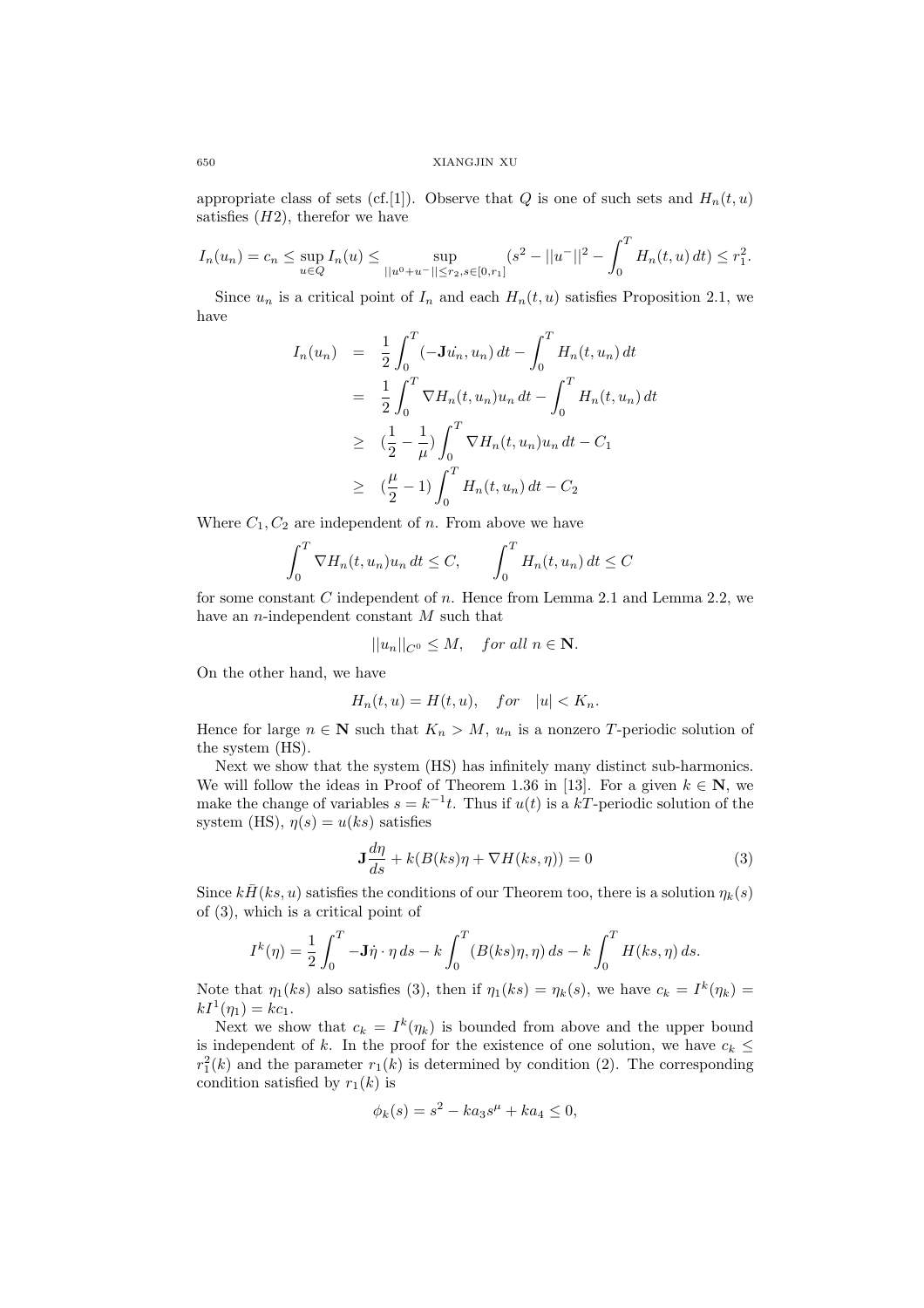appropriate class of sets (cf.[1]). Observe that $Q$ is one of such sets and $H_n(t,u)$ satisfies $(H2)$, therefor we have

$$I_n(u_n) = c_n \leq \sup_{u \in Q} I_n(u) \leq \sup_{||u^0+u^-|| \leq r_2, s \in [0,r_1]} (s^2 - ||u^-||^2 - \int_0^T H_n(t,u)\,dt) \leq r_1^2.$$

Since $u_n$ is a critical point of $I_n$ and each $H_n(t,u)$ satisfies Proposition 2.1, we have

$$\begin{aligned}
I_n(u_n) &= \frac{1}{2}\int_0^T (-\mathbf{J}\dot{u_n}, u_n)\,dt - \int_0^T H_n(t,u_n)\,dt \\
&= \frac{1}{2}\int_0^T \nabla H_n(t,u_n)u_n\,dt - \int_0^T H_n(t,u_n)\,dt \\
&\geq (\frac{1}{2} - \frac{1}{\mu})\int_0^T \nabla H_n(t,u_n)u_n\,dt - C_1 \\
&\geq (\frac{\mu}{2} - 1)\int_0^T H_n(t,u_n)\,dt - C_2
\end{aligned}$$

Where $C_1, C_2$ are independent of $n$. From above we have

$$\int_0^T \nabla H_n(t,u_n)u_n\,dt \leq C, \qquad \int_0^T H_n(t,u_n)\,dt \leq C$$

for some constant $C$ independent of $n$. Hence from Lemma 2.1 and Lemma 2.2, we have an $n$-independent constant $M$ such that

$$||u_n||_{C^0} \leq M, \quad \textit{for all } n \in \mathbf{N}.$$

On the other hand, we have

$$H_n(t,u) = H(t,u), \quad for \quad |u| < K_n.$$

Hence for large $n \in \mathbf{N}$ such that $K_n > M$, $u_n$ is a nonzero $T$-periodic solution of the system (HS).

Next we show that the system (HS) has infinitely many distinct sub-harmonics. We will follow the ideas in Proof of Theorem 1.36 in [13]. For a given $k \in \mathbf{N}$, we make the change of variables $s = k^{-1}t$. Thus if $u(t)$ is a $kT$-periodic solution of the system (HS), $\eta(s) = u(ks)$ satisfies

$$\mathbf{J}\frac{d\eta}{ds} + k(B(ks)\eta + \nabla H(ks,\eta)) = 0 \tag{3}$$

Since $k\bar{H}(ks,u)$ satisfies the conditions of our Theorem too, there is a solution $\eta_k(s)$ of (3), which is a critical point of

$$I^k(\eta) = \frac{1}{2}\int_0^T -\mathbf{J}\dot{\eta}\cdot\eta\,ds - k\int_0^T (B(ks)\eta,\eta)\,ds - k\int_0^T H(ks,\eta)\,ds.$$

Note that $\eta_1(ks)$ also satisfies (3), then if $\eta_1(ks) = \eta_k(s)$, we have $c_k = I^k(\eta_k) = kI^1(\eta_1) = kc_1$.

Next we show that $c_k = I^k(\eta_k)$ is bounded from above and the upper bound is independent of $k$. In the proof for the existence of one solution, we have $c_k \leq r_1^2(k)$ and the parameter $r_1(k)$ is determined by condition (2). The corresponding condition satisfied by $r_1(k)$ is

$$\phi_k(s) = s^2 - ka_3 s^\mu + ka_4 \leq 0,$$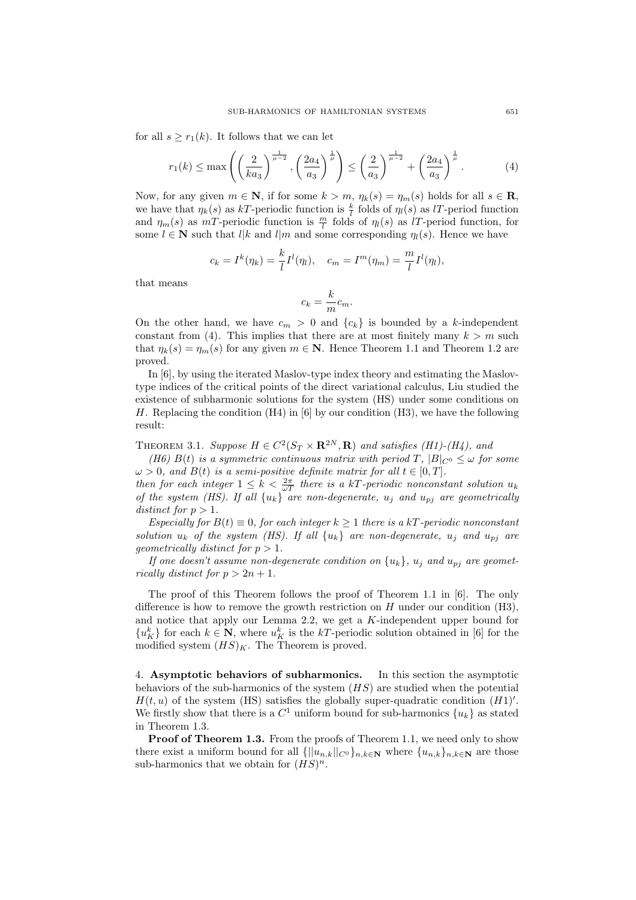for all $s \geq r_1(k)$. It follows that we can let

$$r_1(k) \leq \max\left(\left(\frac{2}{ka_3}\right)^{\frac{1}{\mu-2}}, \left(\frac{2a_4}{a_3}\right)^{\frac{1}{\mu}}\right) \leq \left(\frac{2}{a_3}\right)^{\frac{1}{\mu-2}} + \left(\frac{2a_4}{a_3}\right)^{\frac{1}{\mu}}. \tag{4}$$

Now, for any given $m \in \mathbf{N}$, if for some $k > m$, $\eta_k(s) = \eta_m(s)$ holds for all $s \in \mathbf{R}$, we have that $\eta_k(s)$ as $kT$-periodic function is $\frac{k}{l}$ folds of $\eta_l(s)$ as $lT$-period function and $\eta_m(s)$ as $mT$-periodic function is $\frac{m}{l}$ folds of $\eta_l(s)$ as $lT$-periodic function, for some $l \in \mathbf{N}$ such that $l|k$ and $l|m$ and some corresponding $\eta_l(s)$. Hence we have

$$c_k = I^k(\eta_k) = \frac{k}{l} I^l(\eta_l), \quad c_m = I^m(\eta_m) = \frac{m}{l} I^l(\eta_l),$$

that means

$$c_k = \frac{k}{m} c_m.$$

On the other hand, we have $c_m > 0$ and $\{c_k\}$ is bounded by a $k$-independent constant from (4). This implies that there are at most finitely many $k > m$ such that $\eta_k(s) = \eta_m(s)$ for any given $m \in \mathbf{N}$. Hence Theorem 1.1 and Theorem 1.2 are proved.

In [6], by using the iterated Maslov-type index theory and estimating the Maslov-type indices of the critical points of the direct variational calculus, Liu studied the existence of subharmonic solutions for the system (HS) under some conditions on $H$. Replacing the condition (H4) in [6] by our condition (H3), we have the following result:

THEOREM 3.1. *Suppose $H \in C^2(S_T \times \mathbf{R}^{2N}, \mathbf{R})$ and satisfies (H1)-(H4), and*

*(H6) $B(t)$ is a symmetric continuous matrix with period $T$, $|B|_{C^0} \leq \omega$ for some $\omega > 0$, and $B(t)$ is a semi-positive definite matrix for all $t \in [0, T]$.*
*then for each integer $1 \leq k < \frac{2\pi}{\omega T}$ there is a $kT$-periodic nonconstant solution $u_k$ of the system (HS). If all $\{u_k\}$ are non-degenerate, $u_j$ and $u_{pj}$ are geometrically distinct for $p > 1$.*

*Especially for $B(t) \equiv 0$, for each integer $k \geq 1$ there is a $kT$-periodic nonconstant solution $u_k$ of the system (HS). If all $\{u_k\}$ are non-degenerate, $u_j$ and $u_{pj}$ are geometrically distinct for $p > 1$.*

*If one doesn't assume non-degenerate condition on $\{u_k\}$, $u_j$ and $u_{pj}$ are geometrically distinct for $p > 2n + 1$.*

The proof of this Theorem follows the proof of Theorem 1.1 in [6]. The only difference is how to remove the growth restriction on $H$ under our condition (H3), and notice that apply our Lemma 2.2, we get a $K$-independent upper bound for $\{u_K^k\}$ for each $k \in \mathbf{N}$, where $u_K^k$ is the $kT$-periodic solution obtained in [6] for the modified system $(HS)_K$. The Theorem is proved.

## 4. Asymptotic behaviors of subharmonics.

In this section the asymptotic behaviors of the sub-harmonics of the system $(HS)$ are studied when the potential $H(t, u)$ of the system (HS) satisfies the globally super-quadratic condition $(H1)'$. We firstly show that there is a $C^1$ uniform bound for sub-harmonics $\{u_k\}$ as stated in Theorem 1.3.

**Proof of Theorem 1.3.** From the proofs of Theorem 1.1, we need only to show there exist a uniform bound for all $\{||u_{n,k}||_{C^0}\}_{n,k \in \mathbf{N}}$ where $\{u_{n,k}\}_{n,k \in \mathbf{N}}$ are those sub-harmonics that we obtain for $(HS)^n$.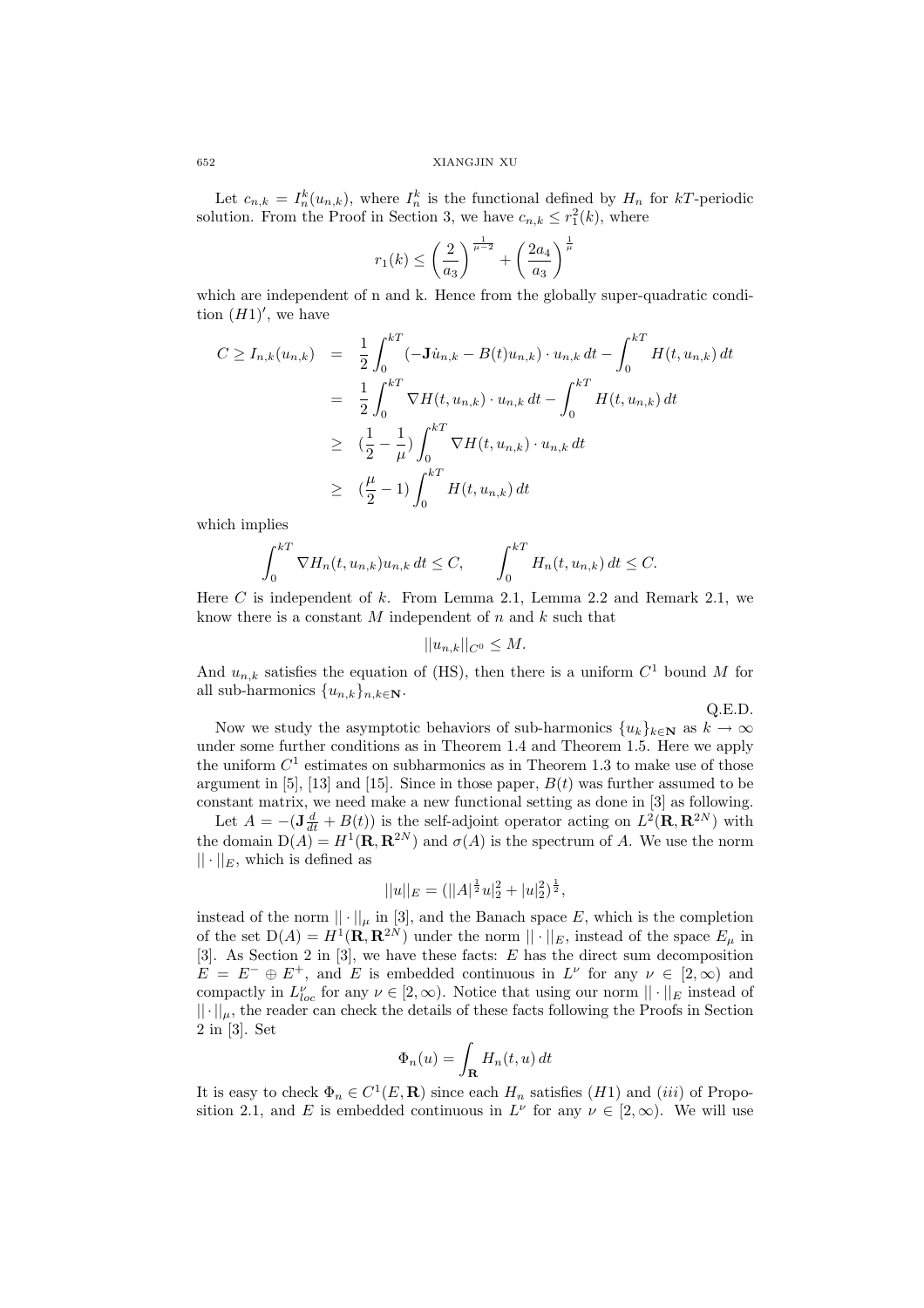Let $c_{n,k} = I_n^k(u_{n,k})$, where $I_n^k$ is the functional defined by $H_n$ for $kT$-periodic solution. From the Proof in Section 3, we have $c_{n,k} \le r_1^2(k)$, where

$$r_1(k) \le \left(\frac{2}{a_3}\right)^{\frac{1}{\mu-2}} + \left(\frac{2a_4}{a_3}\right)^{\frac{1}{\mu}}$$

which are independent of n and k. Hence from the globally super-quadratic condition $(H1)'$, we have

$$\begin{aligned}
C \ge I_{n,k}(u_{n,k}) &= \frac{1}{2}\int_0^{kT}(-\mathbf{J}\dot{u}_{n,k} - B(t)u_{n,k})\cdot u_{n,k}\,dt - \int_0^{kT} H(t,u_{n,k})\,dt \\
&= \frac{1}{2}\int_0^{kT}\nabla H(t,u_{n,k})\cdot u_{n,k}\,dt - \int_0^{kT} H(t,u_{n,k})\,dt \\
&\ge (\frac{1}{2}-\frac{1}{\mu})\int_0^{kT}\nabla H(t,u_{n,k})\cdot u_{n,k}\,dt \\
&\ge (\frac{\mu}{2}-1)\int_0^{kT} H(t,u_{n,k})\,dt
\end{aligned}$$

which implies

$$\int_0^{kT}\nabla H_n(t,u_{n,k})u_{n,k}\,dt \le C, \qquad \int_0^{kT} H_n(t,u_{n,k})\,dt \le C.$$

Here $C$ is independent of $k$. From Lemma 2.1, Lemma 2.2 and Remark 2.1, we know there is a constant $M$ independent of $n$ and $k$ such that

$$||u_{n,k}||_{C^0} \le M.$$

And $u_{n,k}$ satisfies the equation of (HS), then there is a uniform $C^1$ bound $M$ for all sub-harmonics $\{u_{n,k}\}_{n,k\in\mathbf{N}}$.

Q.E.D.

Now we study the asymptotic behaviors of sub-harmonics $\{u_k\}_{k\in\mathbf{N}}$ as $k\to\infty$ under some further conditions as in Theorem 1.4 and Theorem 1.5. Here we apply the uniform $C^1$ estimates on subharmonics as in Theorem 1.3 to make use of those argument in [5], [13] and [15]. Since in those paper, $B(t)$ was further assumed to be constant matrix, we need make a new functional setting as done in [3] as following.

Let $A = -(\mathbf{J}\frac{d}{dt} + B(t))$ is the self-adjoint operator acting on $L^2(\mathbf{R},\mathbf{R}^{2N})$ with the domain $\mathrm{D}(A) = H^1(\mathbf{R},\mathbf{R}^{2N})$ and $\sigma(A)$ is the spectrum of $A$. We use the norm $||\cdot||_E$, which is defined as

$$||u||_E = (||A|^{\frac{1}{2}}u|_2^2 + |u|_2^2)^{\frac{1}{2}},$$

instead of the norm $||\cdot||_\mu$ in [3], and the Banach space $E$, which is the completion of the set $\mathrm{D}(A) = H^1(\mathbf{R},\mathbf{R}^{2N})$ under the norm $||\cdot||_E$, instead of the space $E_\mu$ in [3]. As Section 2 in [3], we have these facts: $E$ has the direct sum decomposition $E = E^- \oplus E^+$, and $E$ is embedded continuous in $L^\nu$ for any $\nu\in[2,\infty)$ and compactly in $L^\nu_{loc}$ for any $\nu\in[2,\infty)$. Notice that using our norm $||\cdot||_E$ instead of $||\cdot||_\mu$, the reader can check the details of these facts following the Proofs in Section 2 in [3]. Set

$$\Phi_n(u) = \int_{\mathbf{R}} H_n(t,u)\,dt$$

It is easy to check $\Phi_n \in C^1(E,\mathbf{R})$ since each $H_n$ satisfies $(H1)$ and $(iii)$ of Proposition 2.1, and $E$ is embedded continuous in $L^\nu$ for any $\nu\in[2,\infty)$. We will use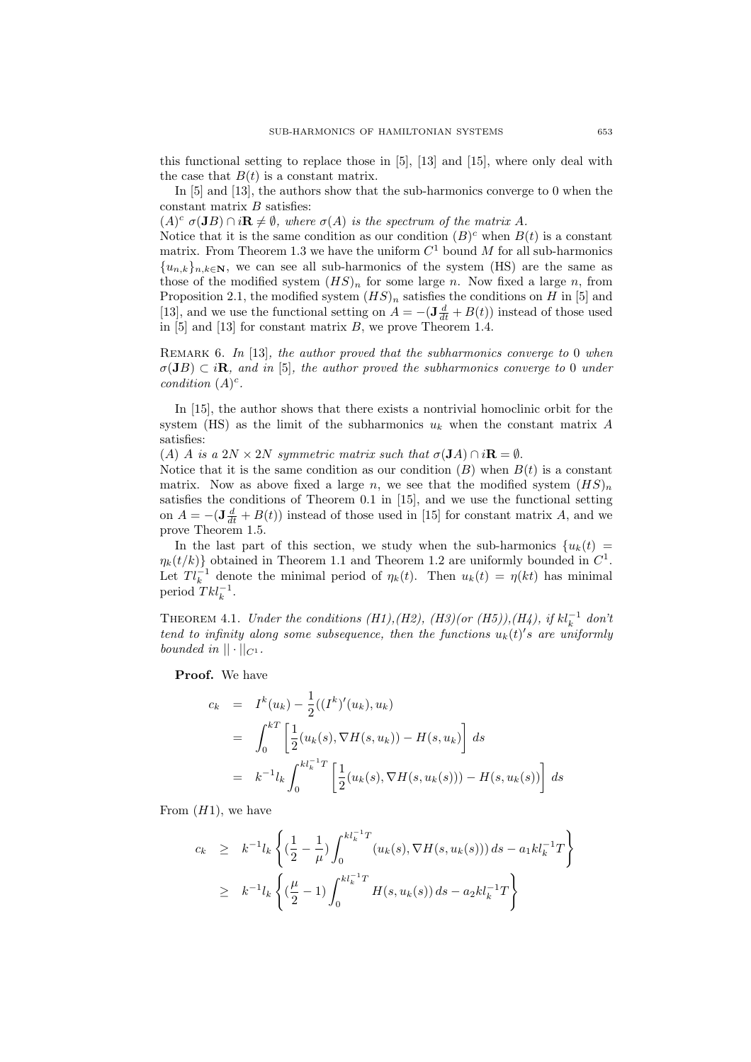this functional setting to replace those in [5], [13] and [15], where only deal with the case that $B(t)$ is a constant matrix.

In [5] and [13], the authors show that the sub-harmonics converge to 0 when the constant matrix $B$ satisfies:

$(A)^c$ $\sigma(\mathbf{J}B) \cap i\mathbf{R} \neq \emptyset$, *where $\sigma(A)$ is the spectrum of the matrix A.*

Notice that it is the same condition as our condition $(B)^c$ when $B(t)$ is a constant matrix. From Theorem 1.3 we have the uniform $C^1$ bound $M$ for all sub-harmonics $\{u_{n,k}\}_{n,k\in\mathbf{N}}$, we can see all sub-harmonics of the system (HS) are the same as those of the modified system $(HS)_n$ for some large $n$. Now fixed a large $n$, from Proposition 2.1, the modified system $(HS)_n$ satisfies the conditions on $H$ in [5] and [13], and we use the functional setting on $A = -(\mathbf{J}\frac{d}{dt} + B(t))$ instead of those used in [5] and [13] for constant matrix $B$, we prove Theorem 1.4.

Remark 6. *In* [13], *the author proved that the subharmonics converge to* 0 *when* $\sigma(\mathbf{J}B) \subset i\mathbf{R}$, *and in* [5], *the author proved the subharmonics converge to* 0 *under condition* $(A)^c$.

In [15], the author shows that there exists a nontrivial homoclinic orbit for the system (HS) as the limit of the subharmonics $u_k$ when the constant matrix $A$ satisfies:

$(A)$ *$A$ is a $2N \times 2N$ symmetric matrix such that $\sigma(\mathbf{J}A) \cap i\mathbf{R} = \emptyset$.*

Notice that it is the same condition as our condition $(B)$ when $B(t)$ is a constant matrix. Now as above fixed a large $n$, we see that the modified system $(HS)_n$ satisfies the conditions of Theorem 0.1 in [15], and we use the functional setting on $A = -(\mathbf{J}\frac{d}{dt} + B(t))$ instead of those used in [15] for constant matrix $A$, and we prove Theorem 1.5.

In the last part of this section, we study when the sub-harmonics $\{u_k(t) = \eta_k(t/k)\}$ obtained in Theorem 1.1 and Theorem 1.2 are uniformly bounded in $C^1$. Let $Tl_k^{-1}$ denote the minimal period of $\eta_k(t)$. Then $u_k(t) = \eta(kt)$ has minimal period $Tkl_k^{-1}$.

Theorem 4.1. *Under the conditions (H1),(H2), (H3)(or (H5)),(H4), if $kl_k^{-1}$ don't tend to infinity along some subsequence, then the functions $u_k(t)'s$ are uniformly bounded in $||\cdot||_{C^1}$.*

**Proof.** We have

$$
\begin{aligned}
c_k &= I^k(u_k) - \frac{1}{2}((I^k)'(u_k), u_k) \\
&= \int_0^{kT} \left[\frac{1}{2}(u_k(s), \nabla H(s, u_k)) - H(s, u_k)\right] ds \\
&= k^{-1}l_k \int_0^{kl_k^{-1}T} \left[\frac{1}{2}(u_k(s), \nabla H(s, u_k(s))) - H(s, u_k(s))\right] ds
\end{aligned}
$$

From $(H1)$, we have

$$
\begin{aligned}
c_k &\geq k^{-1}l_k \left\{(\frac{1}{2} - \frac{1}{\mu})\int_0^{kl_k^{-1}T} (u_k(s), \nabla H(s, u_k(s)))\, ds - a_1 kl_k^{-1}T\right\} \\
&\geq k^{-1}l_k \left\{(\frac{\mu}{2} - 1)\int_0^{kl_k^{-1}T} H(s, u_k(s))\, ds - a_2 kl_k^{-1}T\right\}
\end{aligned}
$$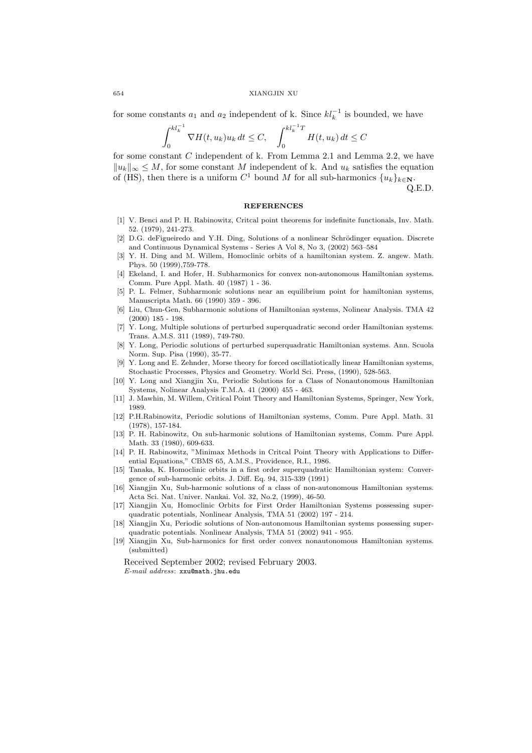for some constants $a_1$ and $a_2$ independent of k. Since $kl_k^{-1}$ is bounded, we have

$$\int_0^{kl_k^{-1}} \nabla H(t, u_k) u_k \, dt \leq C, \quad \int_0^{kl_k^{-1}T} H(t, u_k) \, dt \leq C$$

for some constant $C$ independent of k. From Lemma 2.1 and Lemma 2.2, we have $\|u_k\|_\infty \leq M$, for some constant $M$ independent of k. And $u_k$ satisfies the equation of (HS), then there is a uniform $C^1$ bound $M$ for all sub-harmonics $\{u_k\}_{k \in \mathbf{N}}$.

Q.E.D.

## REFERENCES

[1] V. Benci and P. H. Rabinowitz, Critcal point theorems for indefinite functionals, Inv. Math. 52. (1979), 241-273.

[2] D.G. deFigueiredo and Y.H. Ding, Solutions of a nonlinear Schrödinger equation. Discrete and Continuous Dynamical Systems - Series A Vol 8, No 3, (2002) 563–584

[3] Y. H. Ding and M. Willem, Homoclinic orbits of a hamiltonian system. Z. angew. Math. Phys. 50 (1999),759-778.

[4] Ekeland, I. and Hofer, H. Subharmonics for convex non-autonomous Hamiltonian systems. Comm. Pure Appl. Math. 40 (1987) 1 - 36.

[5] P. L. Felmer, Subharmonic solutions near an equilibrium point for hamiltonian systems, Manuscripta Math. 66 (1990) 359 - 396.

[6] Liu, Chun-Gen, Subharmonic solutions of Hamiltonian systems, Nolinear Analysis. TMA 42 (2000) 185 - 198.

[7] Y. Long, Multiple solutions of perturbed superquadratic second order Hamiltonian systems. Trans. A.M.S. 311 (1989), 749-780.

[8] Y. Long, Periodic solutions of perturbed superquadratic Hamiltonian systems. Ann. Scuola Norm. Sup. Pisa (1990), 35-77.

[9] Y. Long and E. Zehnder, Morse theory for forced oscillatiotically linear Hamiltonian systems, Stochastic Processes, Physics and Geometry. World Sci. Press, (1990), 528-563.

[10] Y. Long and Xiangjin Xu, Periodic Solutions for a Class of Nonautonomous Hamiltonian Systems, Nolinear Analysis T.M.A. 41 (2000) 455 - 463.

[11] J. Mawhin, M. Willem, Critical Point Theory and Hamiltonian Systems, Springer, New York, 1989.

[12] P.H.Rabinowitz, Periodic solutions of Hamiltonian systems, Comm. Pure Appl. Math. 31 (1978), 157-184.

[13] P. H. Rabinowitz, On sub-harmonic solutions of Hamiltonian systems, Comm. Pure Appl. Math. 33 (1980), 609-633.

[14] P. H. Rabinowitz, "Minimax Methods in Critcal Point Theory with Applications to Differential Equations," CBMS 65, A.M.S., Providence, R.I., 1986.

[15] Tanaka, K. Homoclinic orbits in a first order superquadratic Hamiltonian system: Convergence of sub-harmonic orbits. J. Diff. Eq. 94, 315-339 (1991)

[16] Xiangjin Xu, Sub-harmonic solutions of a class of non-autonomous Hamiltonian systems. Acta Sci. Nat. Univer. Nankai. Vol. 32, No.2, (1999), 46-50.

[17] Xiangjin Xu, Homoclinic Orbits for First Order Hamiltonian Systems possessing superquadratic potentials, Nonlinear Analysis, TMA 51 (2002) 197 - 214.

[18] Xiangjin Xu, Periodic solutions of Non-autonomous Hamiltonian systems possessing superquadratic potentials. Nonlinear Analysis, TMA 51 (2002) 941 - 955.

[19] Xiangjin Xu, Sub-harmonics for first order convex nonautonomous Hamiltonian systems. (submitted)

Received September 2002; revised February 2003.

*E-mail address*: xxu@math.jhu.edu